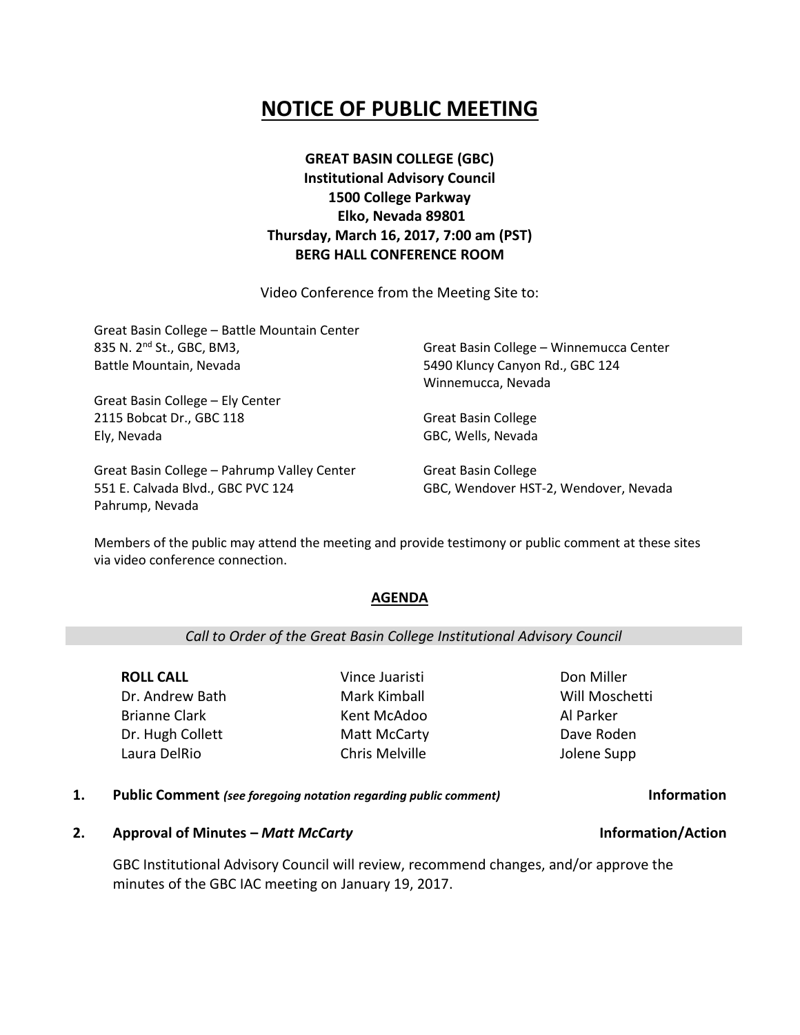# NOTICE OF PUBLIC MEETING

**GREAT BASIN COLLEGE (GBC)**
**Institutional Advisory Council**
**1500 College Parkway**
**Elko, Nevada 89801**
**Thursday, March 16, 2017, 7:00 am (PST)**
**BERG HALL CONFERENCE ROOM**

Video Conference from the Meeting Site to:

Great Basin College – Battle Mountain Center
835 N. 2nd St., GBC, BM3,
Battle Mountain, Nevada

Great Basin College – Ely Center
2115 Bobcat Dr., GBC 118
Ely, Nevada

Great Basin College – Pahrump Valley Center
551 E. Calvada Blvd., GBC PVC 124
Pahrump, Nevada

Great Basin College – Winnemucca Center
5490 Kluncy Canyon Rd., GBC 124
Winnemucca, Nevada

Great Basin College
GBC, Wells, Nevada

Great Basin College
GBC, Wendover HST-2, Wendover, Nevada

Members of the public may attend the meeting and provide testimony or public comment at these sites via video conference connection.

## AGENDA

*Call to Order of the Great Basin College Institutional Advisory Council*

**ROLL CALL**
Dr. Andrew Bath
Brianne Clark
Dr. Hugh Collett
Laura DelRio
Vince Juaristi
Mark Kimball
Kent McAdoo
Matt McCarty
Chris Melville
Don Miller
Will Moschetti
Al Parker
Dave Roden
Jolene Supp

**1. Public Comment** ***(see foregoing notation regarding public comment)*** **Information**

**2. Approval of Minutes –** ***Matt McCarty*** **Information/Action**

GBC Institutional Advisory Council will review, recommend changes, and/or approve the minutes of the GBC IAC meeting on January 19, 2017.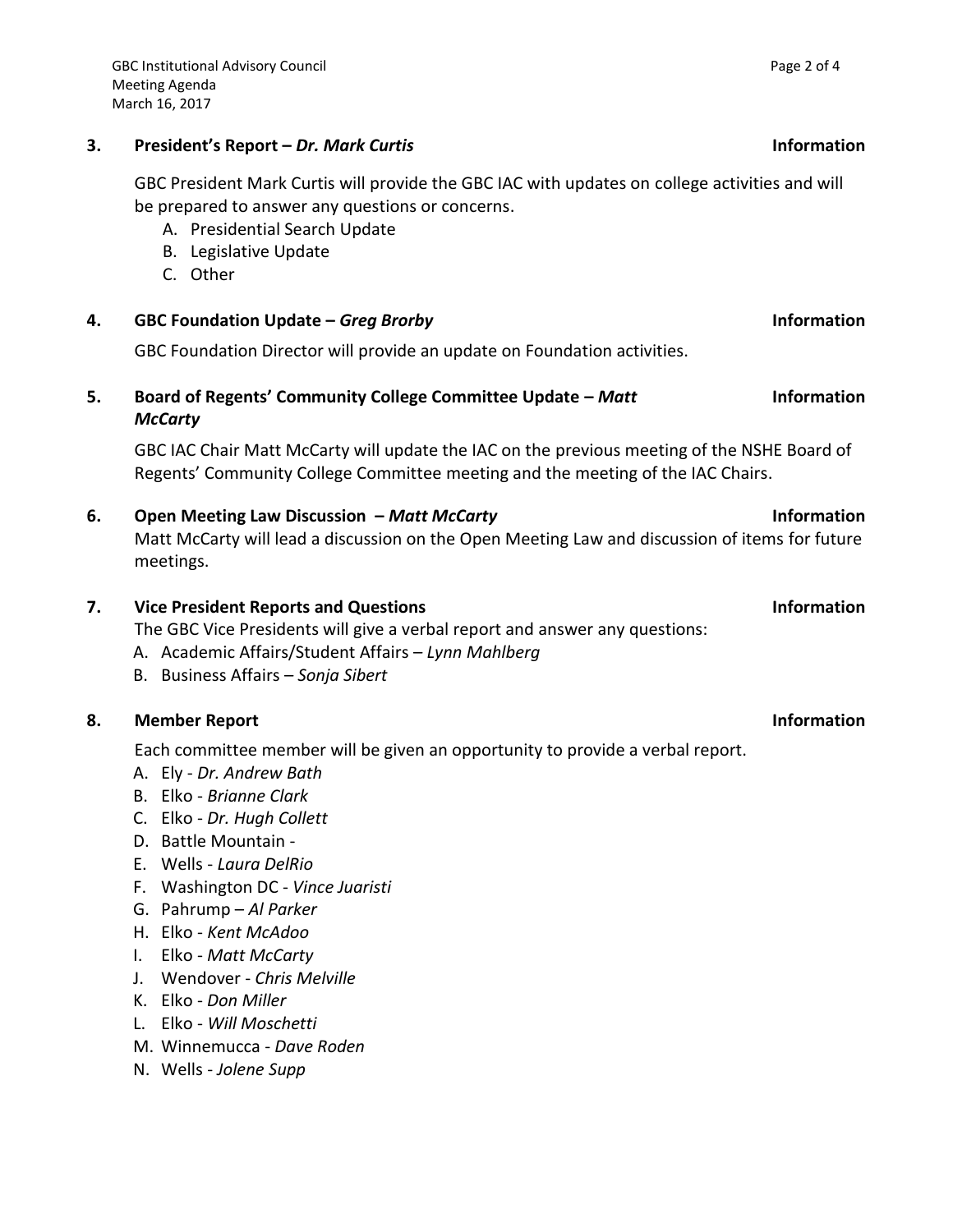**3. President's Report – *Dr. Mark Curtis*** **Information**

GBC President Mark Curtis will provide the GBC IAC with updates on college activities and will be prepared to answer any questions or concerns.

A. Presidential Search Update
B. Legislative Update
C. Other

**4. GBC Foundation Update – *Greg Brorby*** **Information**

GBC Foundation Director will provide an update on Foundation activities.

**5. Board of Regents' Community College Committee Update – *Matt McCarty*** **Information**

GBC IAC Chair Matt McCarty will update the IAC on the previous meeting of the NSHE Board of Regents' Community College Committee meeting and the meeting of the IAC Chairs.

**6. Open Meeting Law Discussion – *Matt McCarty*** **Information**

Matt McCarty will lead a discussion on the Open Meeting Law and discussion of items for future meetings.

**7. Vice President Reports and Questions** **Information**

The GBC Vice Presidents will give a verbal report and answer any questions:

A. Academic Affairs/Student Affairs – *Lynn Mahlberg*
B. Business Affairs – *Sonja Sibert*

**8. Member Report** **Information**

Each committee member will be given an opportunity to provide a verbal report.

A. Ely - *Dr. Andrew Bath*
B. Elko - *Brianne Clark*
C. Elko - *Dr. Hugh Collett*
D. Battle Mountain -
E. Wells - *Laura DelRio*
F. Washington DC - *Vince Juaristi*
G. Pahrump – *Al Parker*
H. Elko - *Kent McAdoo*
I. Elko - *Matt McCarty*
J. Wendover - *Chris Melville*
K. Elko - *Don Miller*
L. Elko - *Will Moschetti*
M. Winnemucca - *Dave Roden*
N. Wells - *Jolene Supp*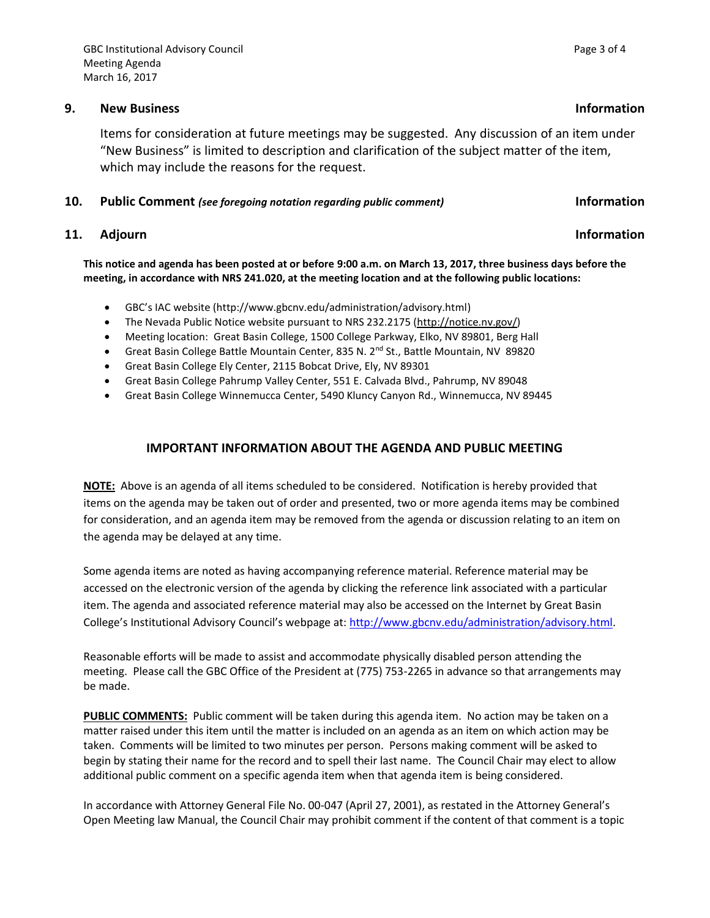### 9. New Business — Information

Items for consideration at future meetings may be suggested. Any discussion of an item under "New Business" is limited to description and clarification of the subject matter of the item, which may include the reasons for the request.

### 10. Public Comment *(see foregoing notation regarding public comment)* — Information

### 11. Adjourn — Information

**This notice and agenda has been posted at or before 9:00 a.m. on March 13, 2017, three business days before the meeting, in accordance with NRS 241.020, at the meeting location and at the following public locations:**

- GBC's IAC website (http://www.gbcnv.edu/administration/advisory.html)
- The Nevada Public Notice website pursuant to NRS 232.2175 (http://notice.nv.gov/)
- Meeting location: Great Basin College, 1500 College Parkway, Elko, NV 89801, Berg Hall
- Great Basin College Battle Mountain Center, 835 N. 2nd St., Battle Mountain, NV 89820
- Great Basin College Ely Center, 2115 Bobcat Drive, Ely, NV 89301
- Great Basin College Pahrump Valley Center, 551 E. Calvada Blvd., Pahrump, NV 89048
- Great Basin College Winnemucca Center, 5490 Kluncy Canyon Rd., Winnemucca, NV 89445

## IMPORTANT INFORMATION ABOUT THE AGENDA AND PUBLIC MEETING

**NOTE:** Above is an agenda of all items scheduled to be considered. Notification is hereby provided that items on the agenda may be taken out of order and presented, two or more agenda items may be combined for consideration, and an agenda item may be removed from the agenda or discussion relating to an item on the agenda may be delayed at any time.

Some agenda items are noted as having accompanying reference material. Reference material may be accessed on the electronic version of the agenda by clicking the reference link associated with a particular item. The agenda and associated reference material may also be accessed on the Internet by Great Basin College's Institutional Advisory Council's webpage at: http://www.gbcnv.edu/administration/advisory.html.

Reasonable efforts will be made to assist and accommodate physically disabled person attending the meeting. Please call the GBC Office of the President at (775) 753-2265 in advance so that arrangements may be made.

**PUBLIC COMMENTS:** Public comment will be taken during this agenda item. No action may be taken on a matter raised under this item until the matter is included on an agenda as an item on which action may be taken. Comments will be limited to two minutes per person. Persons making comment will be asked to begin by stating their name for the record and to spell their last name. The Council Chair may elect to allow additional public comment on a specific agenda item when that agenda item is being considered.

In accordance with Attorney General File No. 00-047 (April 27, 2001), as restated in the Attorney General's Open Meeting law Manual, the Council Chair may prohibit comment if the content of that comment is a topic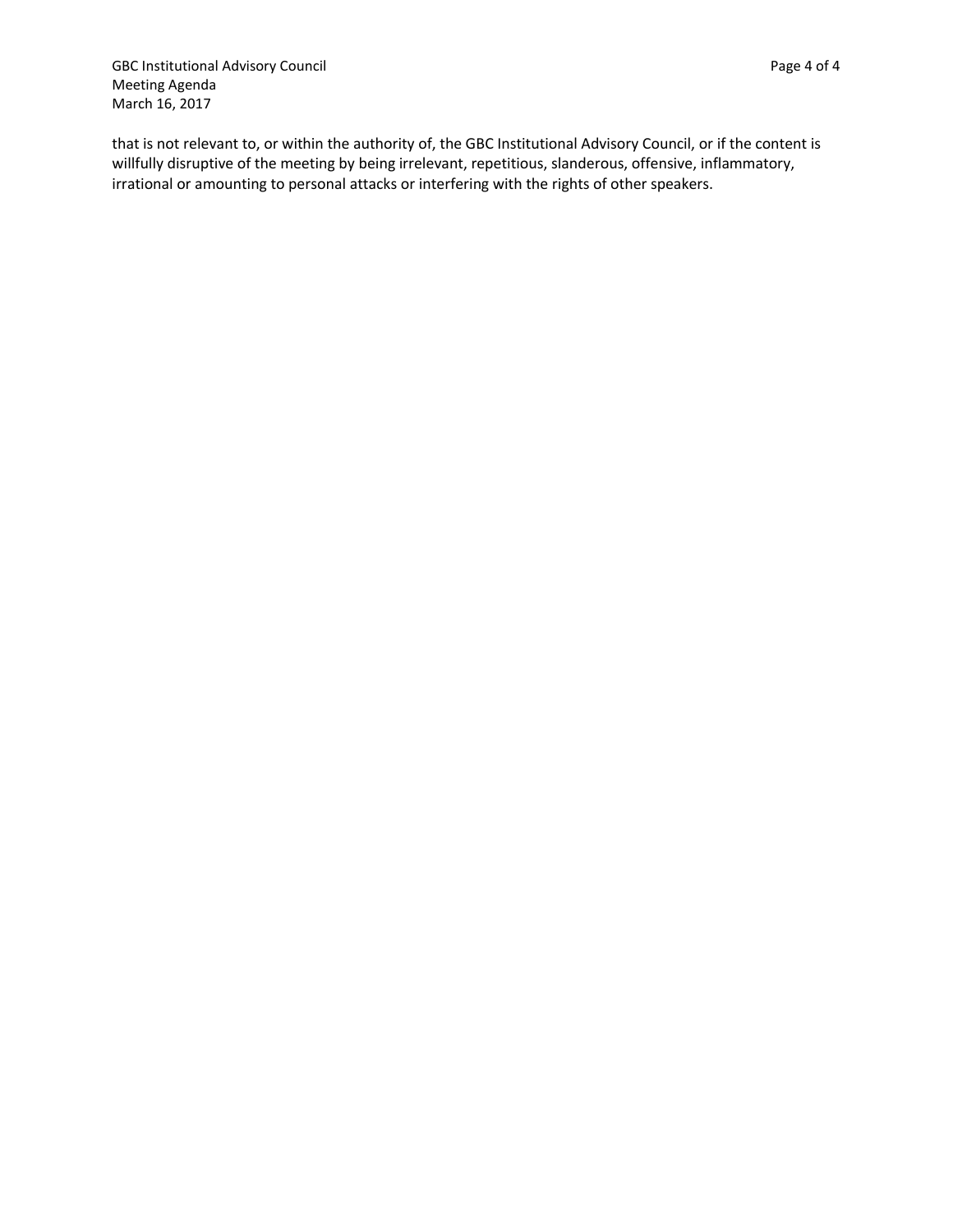that is not relevant to, or within the authority of, the GBC Institutional Advisory Council, or if the content is willfully disruptive of the meeting by being irrelevant, repetitious, slanderous, offensive, inflammatory, irrational or amounting to personal attacks or interfering with the rights of other speakers.